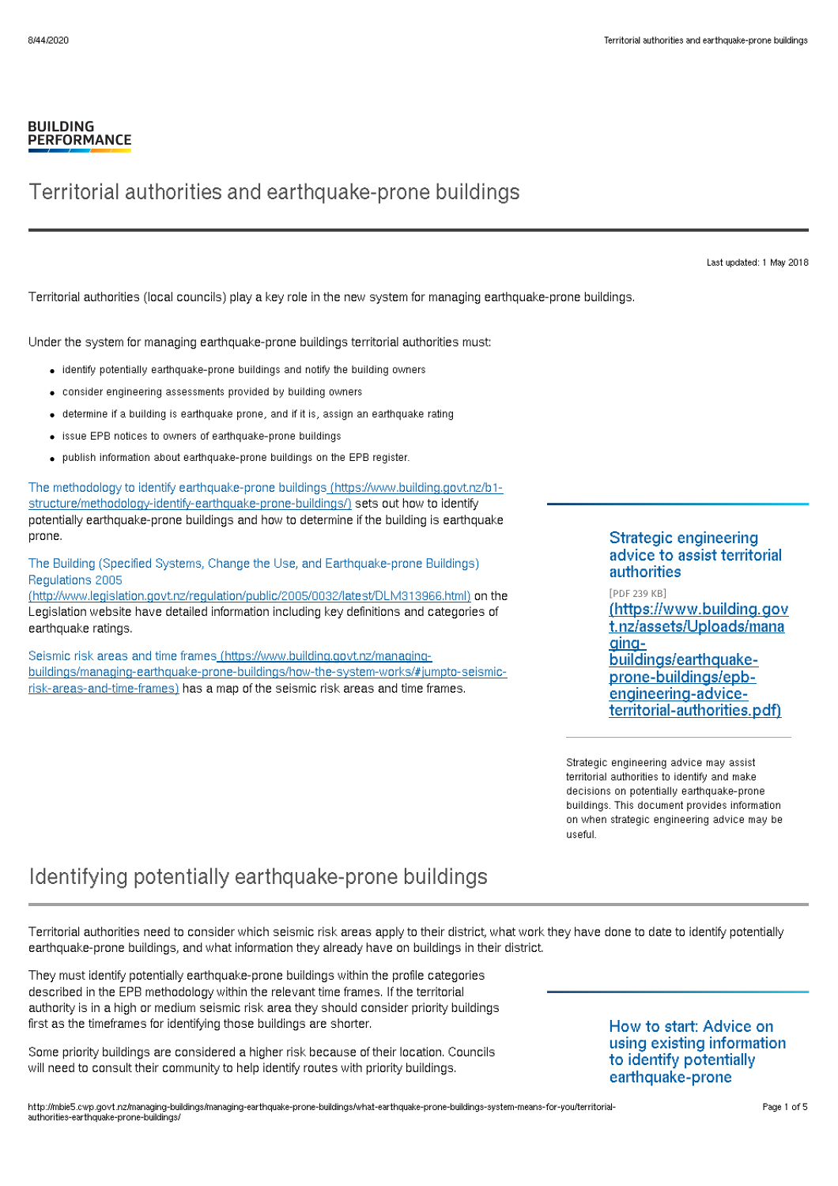BUILDING PERFORMANCE

# Territorial authorities and earthquake-prone buildings

Last updated: 1 May 2018

Territorial authorities (local councils) play a key role in the new system for managing earthquake-prone buildings.

Under the system for managing earthquake-prone buildings territorial authorities must:

- identify potentially earthquake-prone buildings and notify the building owners
- consider engineering assessments provided by building owners
- determine if a building is earthquake prone, and if it is, assign an earthquake rating
- issue EPB notices to owners of earthquake-prone buildings
- publish information about earthquake-prone buildings on the EPB register.

The methodology to identify earthquake-prone buildings (https://www.building.govt.nz/b1-structure/methodology-identify-earthquake-prone-buildings/) sets out how to identify potentially earthquake-prone buildings and how to determine if the building is earthquake prone.

The Building (Specified Systems, Change the Use, and Earthquake-prone Buildings) Regulations 2005 (http://www.legislation.govt.nz/regulation/public/2005/0032/latest/DLM313966.html) on the Legislation website have detailed information including key definitions and categories of earthquake ratings.

Seismic risk areas and time frames (https://www.building.govt.nz/managing-buildings/managing-earthquake-prone-buildings/how-the-system-works/#jumpto-seismic-risk-areas-and-time-frames) has a map of the seismic risk areas and time frames.

**Strategic engineering advice to assist territorial authorities**

[PDF 239 KB]
(https://www.building.govt.nz/assets/Uploads/managing-buildings/earthquake-prone-buildings/epb-engineering-advice-territorial-authorities.pdf)

Strategic engineering advice may assist territorial authorities to identify and make decisions on potentially earthquake-prone buildings. This document provides information on when strategic engineering advice may be useful.

## Identifying potentially earthquake-prone buildings

Territorial authorities need to consider which seismic risk areas apply to their district, what work they have done to date to identify potentially earthquake-prone buildings, and what information they already have on buildings in their district.

They must identify potentially earthquake-prone buildings within the profile categories described in the EPB methodology within the relevant time frames. If the territorial authority is in a high or medium seismic risk area they should consider priority buildings first as the timeframes for identifying those buildings are shorter.

Some priority buildings are considered a higher risk because of their location. Councils will need to consult their community to help identify routes with priority buildings.

**How to start: Advice on using existing information to identify potentially earthquake-prone**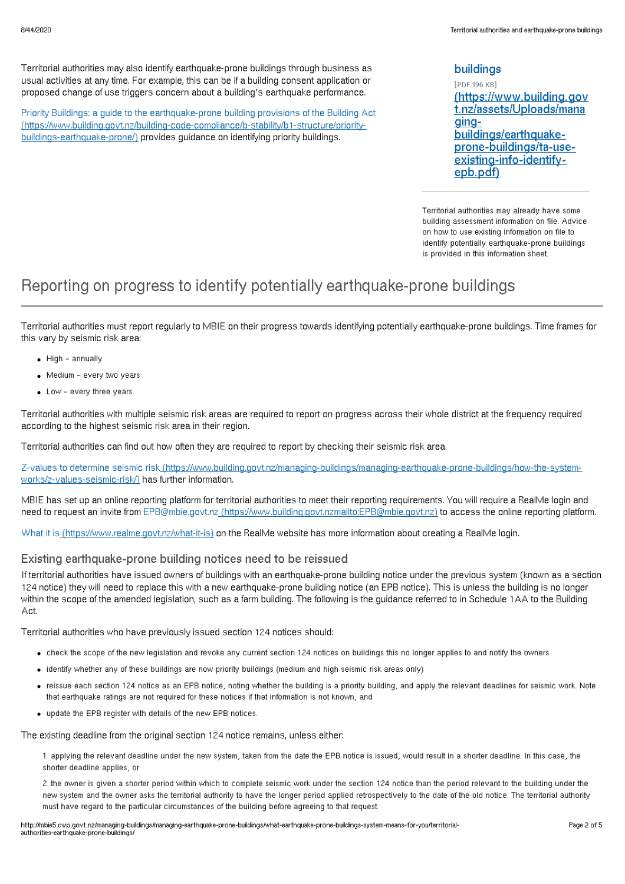Territorial authorities may also identify earthquake-prone buildings through business as usual activities at any time. For example, this can be if a building consent application or proposed change of use triggers concern about a building's earthquake performance.

Priority Buildings: a guide to the earthquake-prone building provisions of the Building Act (https://www.building.govt.nz/building-code-compliance/b-stability/b1-structure/priority-buildings-earthquake-prone/) provides guidance on identifying priority buildings.

**buildings**

[PDF 196 KB]

(https://www.building.govt.nz/assets/Uploads/managing-buildings/earthquake-prone-buildings/ta-use-existing-info-identify-epb.pdf)

Territorial authorities may already have some building assessment information on file. Advice on how to use existing information on file to identify potentially earthquake-prone buildings is provided in this information sheet.

# Reporting on progress to identify potentially earthquake-prone buildings

Territorial authorities must report regularly to MBIE on their progress towards identifying potentially earthquake-prone buildings. Time frames for this vary by seismic risk area:

- High – annually
- Medium – every two years
- Low – every three years.

Territorial authorities with multiple seismic risk areas are required to report on progress across their whole district at the frequency required according to the highest seismic risk area in their region.

Territorial authorities can find out how often they are required to report by checking their seismic risk area.

Z-values to determine seismic risk (https://www.building.govt.nz/managing-buildings/managing-earthquake-prone-buildings/how-the-system-works/z-values-seismic-risk/) has further information.

MBIE has set up an online reporting platform for territorial authorities to meet their reporting requirements. You will require a RealMe login and need to request an invite from EPB@mbie.govt.nz (https://www.building.govt.nzmailto:EPB@mbie.govt.nz) to access the online reporting platform.

What it is (https://www.realme.govt.nz/what-it-is) on the RealMe website has more information about creating a RealMe login.

## Existing earthquake-prone building notices need to be reissued

If territorial authorities have issued owners of buildings with an earthquake-prone building notice under the previous system (known as a section 124 notice) they will need to replace this with a new earthquake-prone building notice (an EPB notice). This is unless the building is no longer within the scope of the amended legislation, such as a farm building. The following is the guidance referred to in Schedule 1AA to the Building Act.

Territorial authorities who have previously issued section 124 notices should:

- check the scope of the new legislation and revoke any current section 124 notices on buildings this no longer applies to and notify the owners
- identify whether any of these buildings are now priority buildings (medium and high seismic risk areas only)
- reissue each section 124 notice as an EPB notice, noting whether the building is a priority building, and apply the relevant deadlines for seismic work. Note that earthquake ratings are not required for these notices if that information is not known, and
- update the EPB register with details of the new EPB notices.

The existing deadline from the original section 124 notice remains, unless either:

1. applying the relevant deadline under the new system, taken from the date the EPB notice is issued, would result in a shorter deadline. In this case, the shorter deadline applies, or

2. the owner is given a shorter period within which to complete seismic work under the section 124 notice than the period relevant to the building under the new system and the owner asks the territorial authority to have the longer period applied retrospectively to the date of the old notice. The territorial authority must have regard to the particular circumstances of the building before agreeing to that request.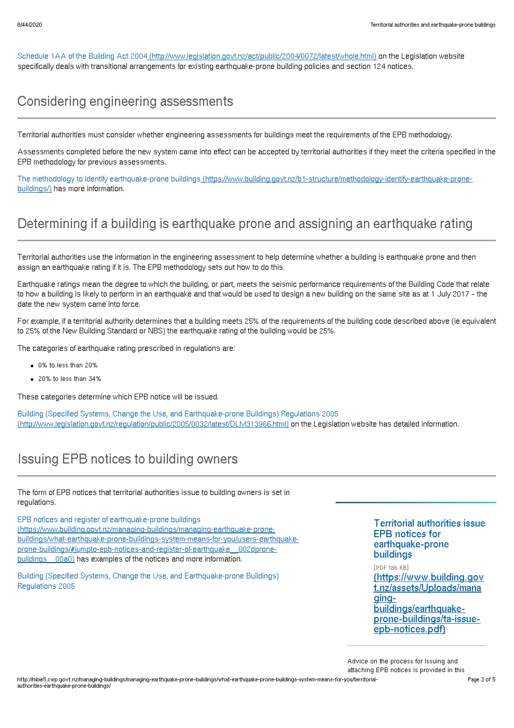Schedule 1AA of the Building Act 2004 (http://www.legislation.govt.nz/act/public/2004/0072/latest/whole.html) on the Legislation website specifically deals with transitional arrangements for existing earthquake-prone building policies and section 124 notices.

## Considering engineering assessments

Territorial authorities must consider whether engineering assessments for buildings meet the requirements of the EPB methodology.

Assessments completed before the new system came into effect can be accepted by territorial authorities if they meet the criteria specified in the EPB methodology for previous assessments.

The methodology to identify earthquake-prone buildings (https://www.building.govt.nz/b1-structure/methodology-identify-earthquake-prone-buildings/) has more information.

## Determining if a building is earthquake prone and assigning an earthquake rating

Territorial authorities use the information in the engineering assessment to help determine whether a building is earthquake prone and then assign an earthquake rating if it is. The EPB methodology sets out how to do this.

Earthquake ratings mean the degree to which the building, or part, meets the seismic performance requirements of the Building Code that relate to how a building is likely to perform in an earthquake and that would be used to design a new building on the same site as at 1 July 2017 – the date the new system came into force.

For example, if a territorial authority determines that a building meets 25% of the requirements of the building code described above (ie equivalent to 25% of the New Building Standard or NBS) the earthquake rating of the building would be 25%.

The categories of earthquake rating prescribed in regulations are:

- 0% to less than 20%
- 20% to less than 34%

These categories determine which EPB notice will be issued.

Building (Specified Systems, Change the Use, and Earthquake-prone Buildings) Regulations 2005 (http://www.legislation.govt.nz/regulation/public/2005/0032/latest/DLM313966.html) on the Legislation website has detailed information.

## Issuing EPB notices to building owners

The form of EPB notices that territorial authorities issue to building owners is set in regulations.

EPB notices and register of earthquake-prone buildings (https://www.building.govt.nz/managing-buildings/managing-earthquake-prone-buildings/what-earthquake-prone-buildings-system-means-for-you/users-earthquake-prone-buildings/#jumpto-epb-notices-and-register-of-earthquake__002dprone-buildings__00a0) has examples of the notices and more information.

Building (Specified Systems, Change the Use, and Earthquake-prone Buildings) Regulations 2005

**Territorial authorities issue EPB notices for earthquake-prone buildings**

[PDF 186 KB]

(https://www.building.govt.nz/assets/Uploads/managing-buildings/earthquake-prone-buildings/ta-issue-epb-notices.pdf)

Advice on the process for issuing and attaching EPB notices is provided in this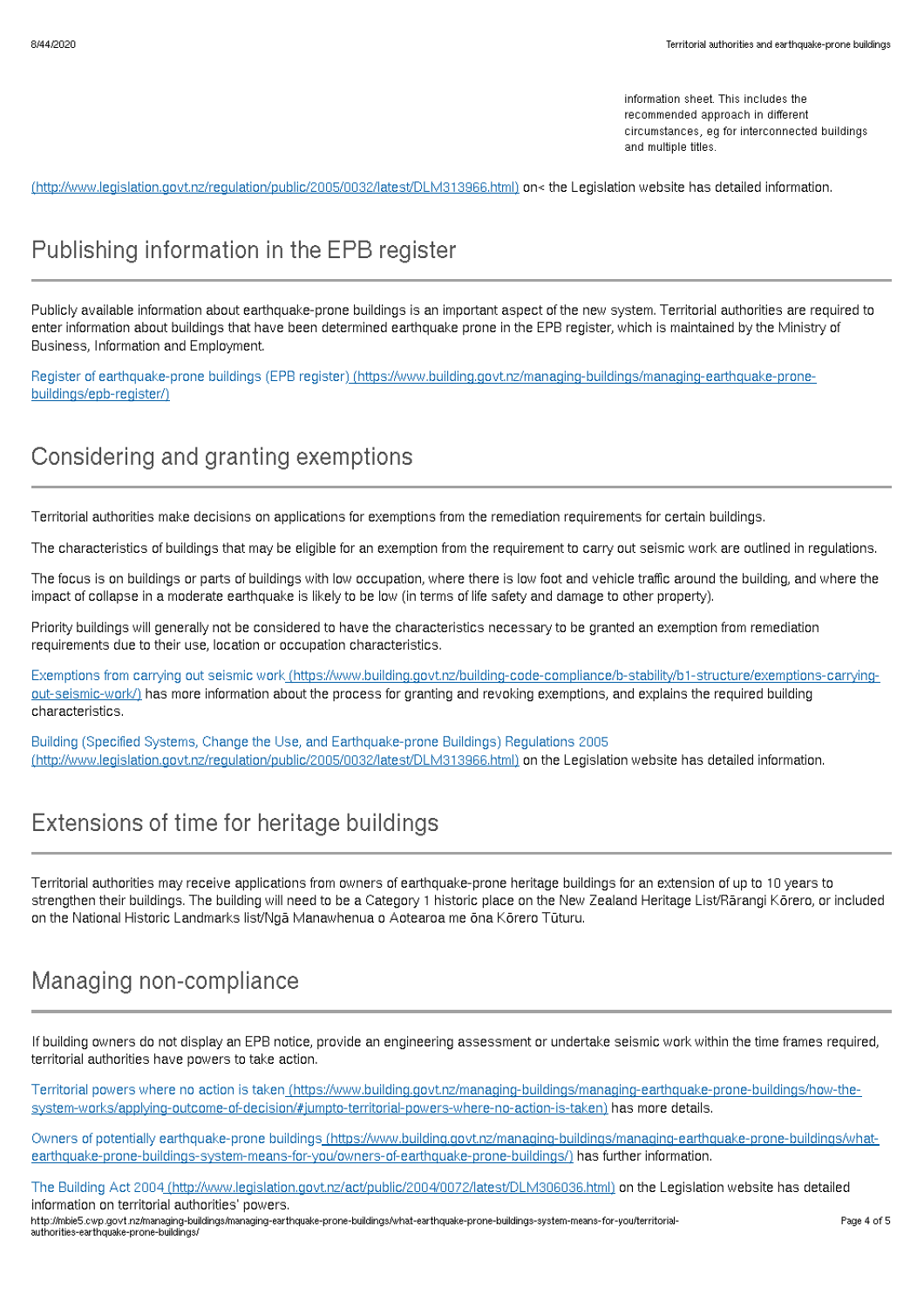information sheet. This includes the recommended approach in different circumstances, eg for interconnected buildings and multiple titles.

(http://www.legislation.govt.nz/regulation/public/2005/0032/latest/DLM313966.html) on< the Legislation website has detailed information.

## Publishing information in the EPB register

Publicly available information about earthquake-prone buildings is an important aspect of the new system. Territorial authorities are required to enter information about buildings that have been determined earthquake prone in the EPB register, which is maintained by the Ministry of Business, Information and Employment.

Register of earthquake-prone buildings (EPB register) (https://www.building.govt.nz/managing-buildings/managing-earthquake-prone-buildings/epb-register/)

## Considering and granting exemptions

Territorial authorities make decisions on applications for exemptions from the remediation requirements for certain buildings.

The characteristics of buildings that may be eligible for an exemption from the requirement to carry out seismic work are outlined in regulations.

The focus is on buildings or parts of buildings with low occupation, where there is low foot and vehicle traffic around the building, and where the impact of collapse in a moderate earthquake is likely to be low (in terms of life safety and damage to other property).

Priority buildings will generally not be considered to have the characteristics necessary to be granted an exemption from remediation requirements due to their use, location or occupation characteristics.

Exemptions from carrying out seismic work (https://www.building.govt.nz/building-code-compliance/b-stability/b1-structure/exemptions-carrying-out-seismic-work/) has more information about the process for granting and revoking exemptions, and explains the required building characteristics.

Building (Specified Systems, Change the Use, and Earthquake-prone Buildings) Regulations 2005 (http://www.legislation.govt.nz/regulation/public/2005/0032/latest/DLM313966.html) on the Legislation website has detailed information.

## Extensions of time for heritage buildings

Territorial authorities may receive applications from owners of earthquake-prone heritage buildings for an extension of up to 10 years to strengthen their buildings. The building will need to be a Category 1 historic place on the New Zealand Heritage List/Rārangi Kōrero, or included on the National Historic Landmarks list/Ngā Manawhenua o Aotearoa me ōna Kōrero Tūturu.

## Managing non-compliance

If building owners do not display an EPB notice, provide an engineering assessment or undertake seismic work within the time frames required, territorial authorities have powers to take action.

Territorial powers where no action is taken (https://www.building.govt.nz/managing-buildings/managing-earthquake-prone-buildings/how-the-system-works/applying-outcome-of-decision/#jumpto-territorial-powers-where-no-action-is-taken) has more details.

Owners of potentially earthquake-prone buildings (https://www.building.govt.nz/managing-buildings/managing-earthquake-prone-buildings/what-earthquake-prone-buildings-system-means-for-you/owners-of-earthquake-prone-buildings/) has further information.

The Building Act 2004 (http://www.legislation.govt.nz/act/public/2004/0072/latest/DLM306036.html) on the Legislation website has detailed information on territorial authorities' powers.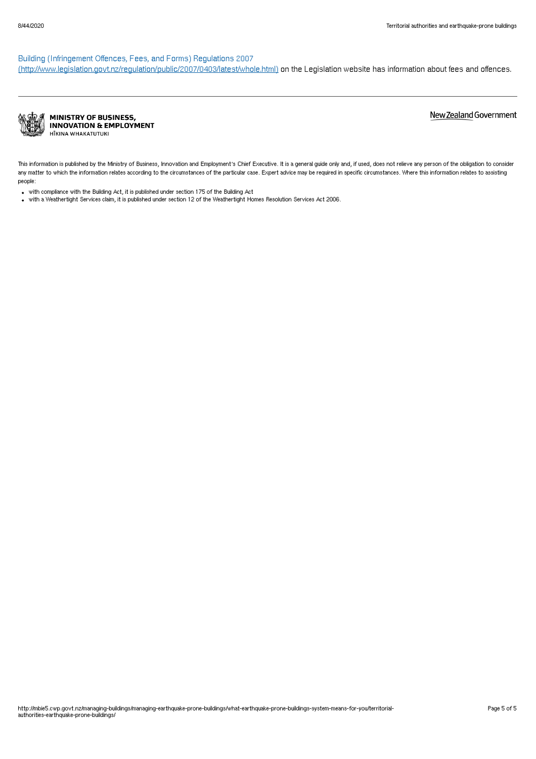[Building (Infringement Offences, Fees, and Forms) Regulations 2007 (http://www.legislation.govt.nz/regulation/public/2007/0403/latest/whole.html)](http://www.legislation.govt.nz/regulation/public/2007/0403/latest/whole.html) on the Legislation website has information about fees and offences.

---

**MINISTRY OF BUSINESS, INNOVATION & EMPLOYMENT**
HĪKINA WHAKATUTUKI

New Zealand Government

This information is published by the Ministry of Business, Innovation and Employment's Chief Executive. It is a general guide only and, if used, does not relieve any person of the obligation to consider any matter to which the information relates according to the circumstances of the particular case. Expert advice may be required in specific circumstances. Where this information relates to assisting people:

- with compliance with the Building Act, it is published under section 175 of the Building Act
- with a Weathertight Services claim, it is published under section 12 of the Weathertight Homes Resolution Services Act 2006.